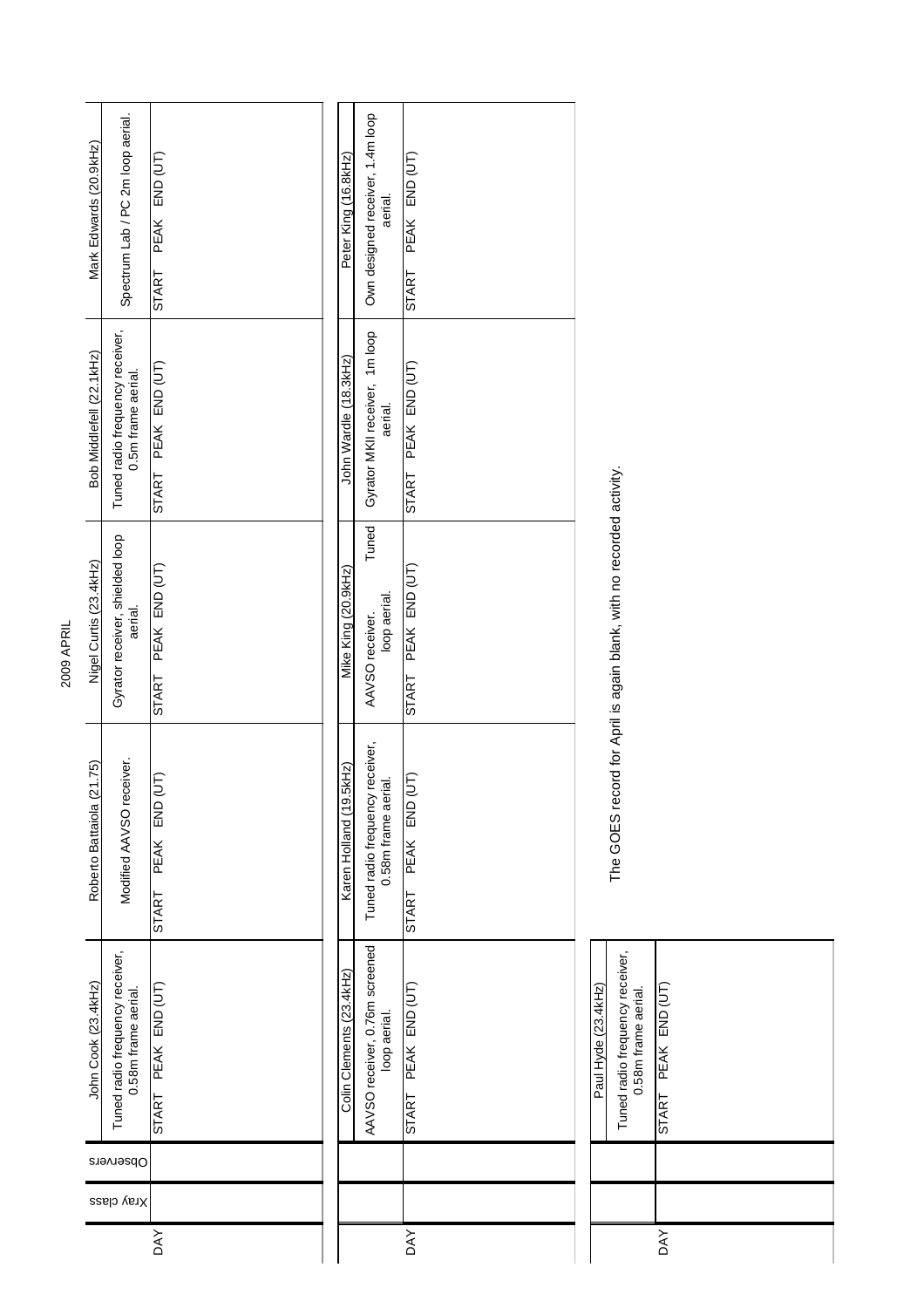# 2009 APRIL

| DAY | Xray class | Observers | John Cook (23.4kHz) | Roberto Battaiola (21.75) | Nigel Curtis (23.4kHz) | Bob Middlefell (22.1kHz) | Mark Edwards (20.9kHz) |
|---|---|---|---|---|---|---|---|
| | | | Tuned radio frequency receiver, 0.58m frame aerial. | Modified AAVSO receiver. | Gyrator receiver, shielded loop aerial. | Tuned radio frequency receiver, 0.5m frame aerial. | Spectrum Lab / PC 2m loop aerial. |
| | | | START PEAK END (UT) | START PEAK END (UT) | START PEAK END (UT) | START PEAK END (UT) | START PEAK END (UT) |

| DAY | Colin Clements (23.4kHz) | Karen Holland (19.5kHz) | Mike King (20.9kHz) | John Wardle (18.3kHz) | Peter King (16.8kHz) |
|---|---|---|---|---|---|
| | AAVSO receiver, 0.76m screened loop aerial. | Tuned radio frequency receiver, 0.58m frame aerial. | AAVSO receiver. Tuned loop aerial. | Gyrator MKII receiver, 1m loop aerial. | Own designed receiver, 1.4m loop aerial. |
| | START PEAK END (UT) | START PEAK END (UT) | START PEAK END (UT) | START PEAK END (UT) | START PEAK END (UT) |

| DAY | Paul Hyde (23.4kHz) |
|---|---|
| | Tuned radio frequency receiver, 0.58m frame aerial. |
| | START PEAK END (UT) |

The GOES record for April is again blank, with no recorded activity.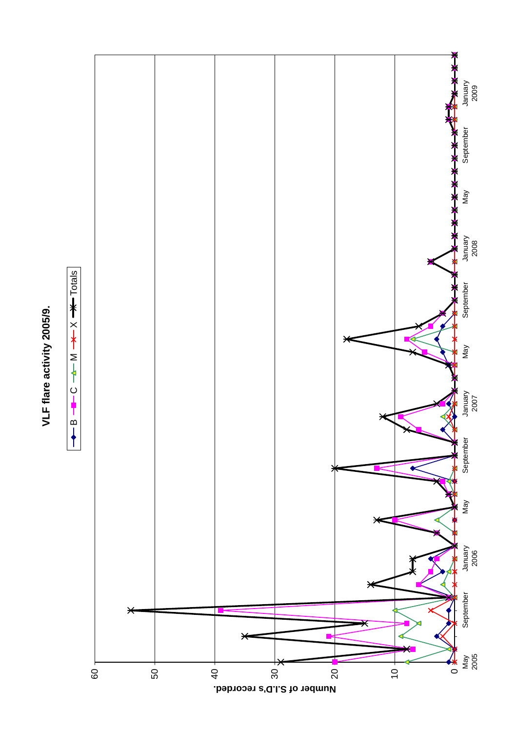VLF flare activity 2005/9.

B C M X Totals

Number of S.I.D's recorded.

60
50
40
30
20
10
0

May 2005
September
January 2006
May
September
January 2007
May
September
January 2008
May
September
January 2009